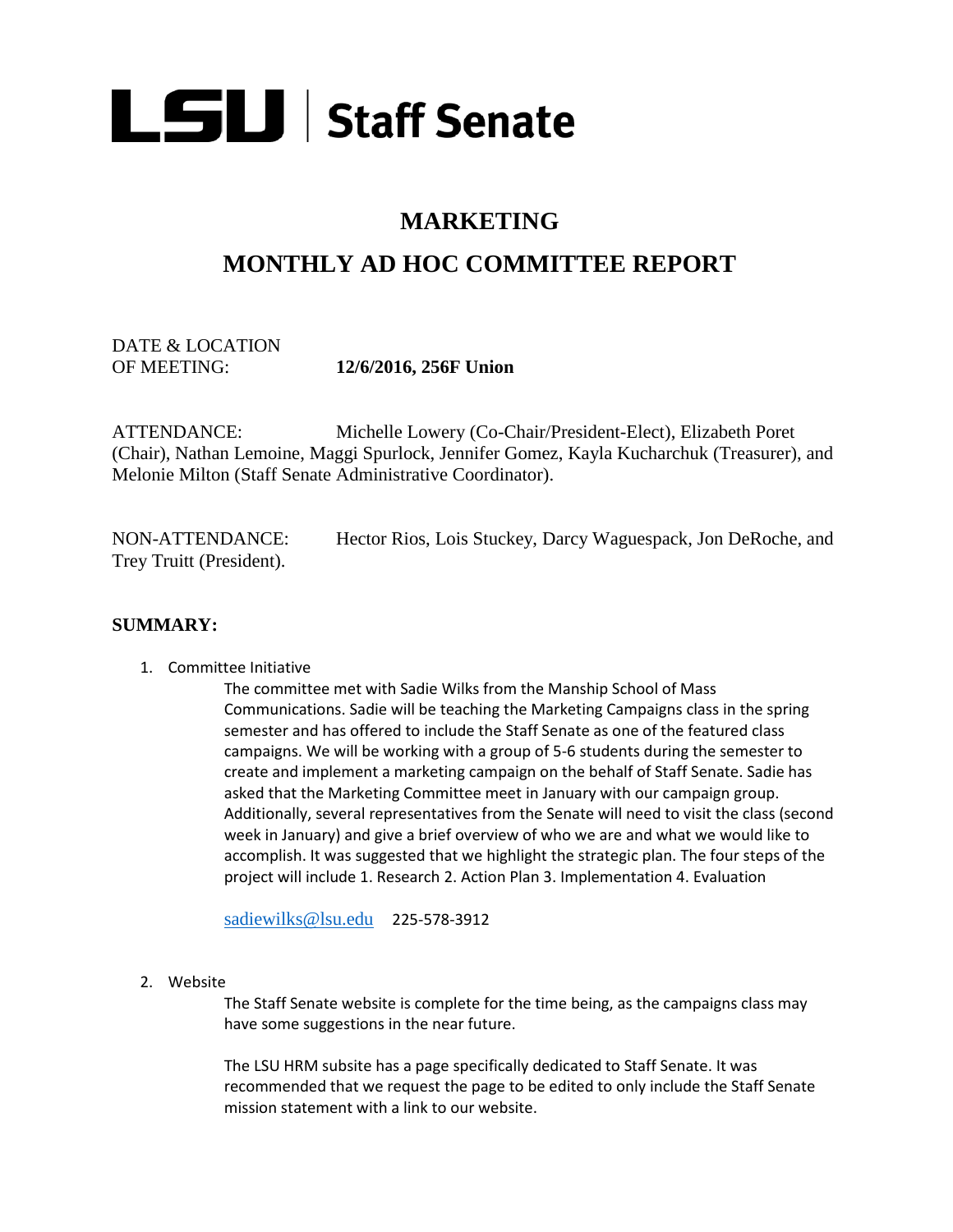# LSU | Staff Senate

## MARKETING

## MONTHLY AD HOC COMMITTEE REPORT

DATE & LOCATION
OF MEETING: **12/6/2016, 256F Union**

ATTENDANCE: Michelle Lowery (Co-Chair/President-Elect), Elizabeth Poret (Chair), Nathan Lemoine, Maggi Spurlock, Jennifer Gomez, Kayla Kucharchuk (Treasurer), and Melonie Milton (Staff Senate Administrative Coordinator).

NON-ATTENDANCE: Hector Rios, Lois Stuckey, Darcy Waguespack, Jon DeRoche, and Trey Truitt (President).

### SUMMARY:

1. Committee Initiative

   The committee met with Sadie Wilks from the Manship School of Mass Communications. Sadie will be teaching the Marketing Campaigns class in the spring semester and has offered to include the Staff Senate as one of the featured class campaigns. We will be working with a group of 5-6 students during the semester to create and implement a marketing campaign on the behalf of Staff Senate. Sadie has asked that the Marketing Committee meet in January with our campaign group. Additionally, several representatives from the Senate will need to visit the class (second week in January) and give a brief overview of who we are and what we would like to accomplish. It was suggested that we highlight the strategic plan. The four steps of the project will include 1. Research 2. Action Plan 3. Implementation 4. Evaluation

   sadiewilks@lsu.edu 225-578-3912

2. Website

   The Staff Senate website is complete for the time being, as the campaigns class may have some suggestions in the near future.

   The LSU HRM subsite has a page specifically dedicated to Staff Senate. It was recommended that we request the page to be edited to only include the Staff Senate mission statement with a link to our website.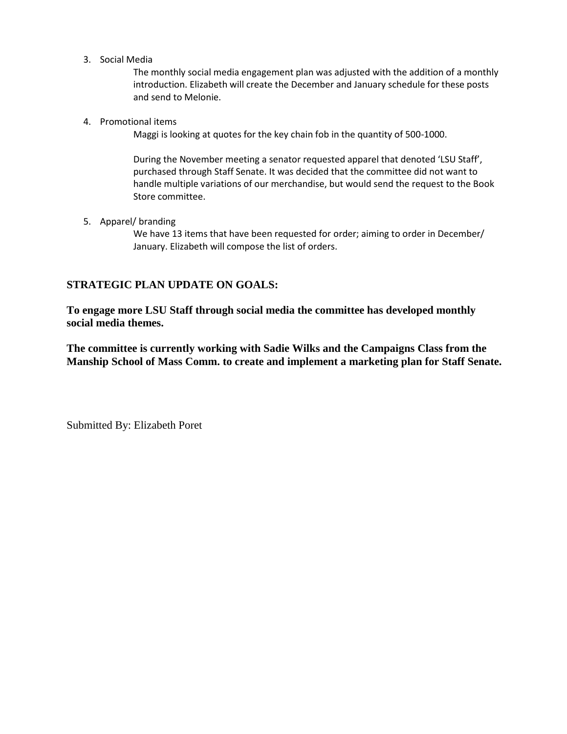3. Social Media

   The monthly social media engagement plan was adjusted with the addition of a monthly introduction. Elizabeth will create the December and January schedule for these posts and send to Melonie.

4. Promotional items

   Maggi is looking at quotes for the key chain fob in the quantity of 500-1000.

   During the November meeting a senator requested apparel that denoted 'LSU Staff', purchased through Staff Senate. It was decided that the committee did not want to handle multiple variations of our merchandise, but would send the request to the Book Store committee.

5. Apparel/ branding

   We have 13 items that have been requested for order; aiming to order in December/ January. Elizabeth will compose the list of orders.

**STRATEGIC PLAN UPDATE ON GOALS:**

**To engage more LSU Staff through social media the committee has developed monthly social media themes.**

**The committee is currently working with Sadie Wilks and the Campaigns Class from the Manship School of Mass Comm. to create and implement a marketing plan for Staff Senate.**

Submitted By: Elizabeth Poret